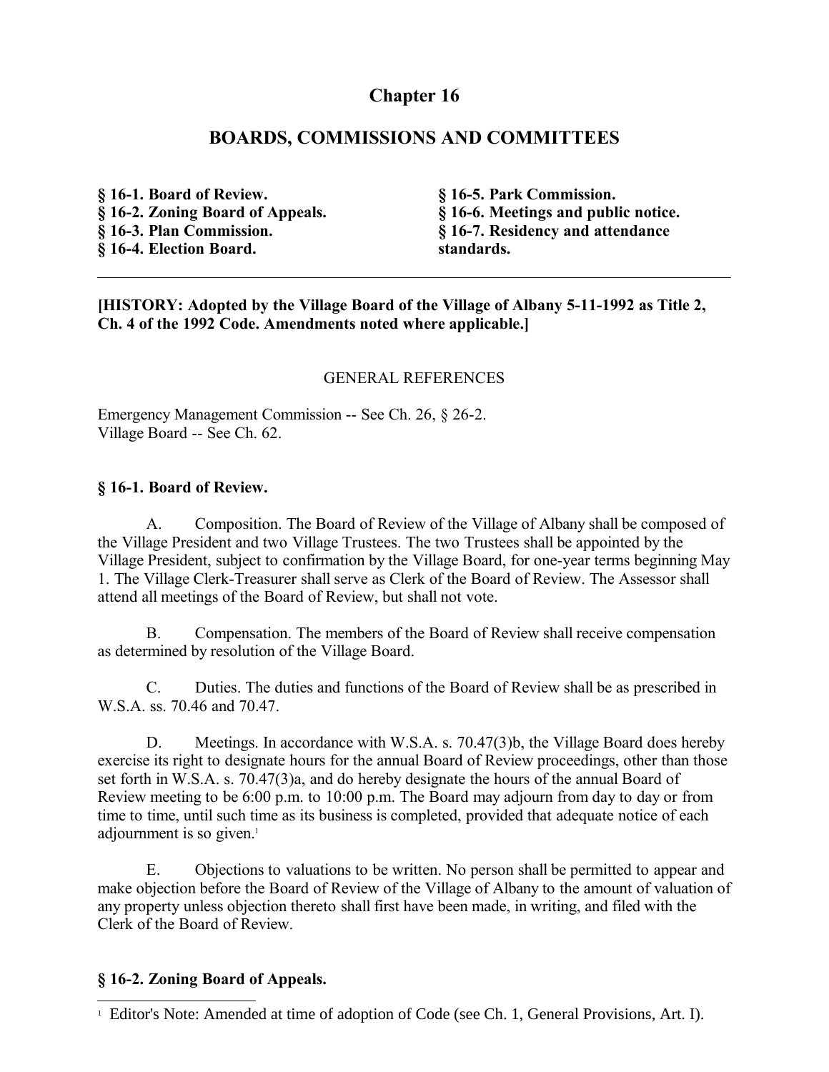# Chapter 16

## BOARDS, COMMISSIONS AND COMMITTEES

**§ 16-1. Board of Review.**
**§ 16-2. Zoning Board of Appeals.**
**§ 16-3. Plan Commission.**
**§ 16-4. Election Board.**
**§ 16-5. Park Commission.**
**§ 16-6. Meetings and public notice.**
**§ 16-7. Residency and attendance standards.**

---

**[HISTORY: Adopted by the Village Board of the Village of Albany 5-11-1992 as Title 2, Ch. 4 of the 1992 Code. Amendments noted where applicable.]**

GENERAL REFERENCES

Emergency Management Commission -- See Ch. 26, § 26-2.
Village Board -- See Ch. 62.

### § 16-1. Board of Review.

A. Composition. The Board of Review of the Village of Albany shall be composed of the Village President and two Village Trustees. The two Trustees shall be appointed by the Village President, subject to confirmation by the Village Board, for one-year terms beginning May 1. The Village Clerk-Treasurer shall serve as Clerk of the Board of Review. The Assessor shall attend all meetings of the Board of Review, but shall not vote.

B. Compensation. The members of the Board of Review shall receive compensation as determined by resolution of the Village Board.

C. Duties. The duties and functions of the Board of Review shall be as prescribed in W.S.A. ss. 70.46 and 70.47.

D. Meetings. In accordance with W.S.A. s. 70.47(3)b, the Village Board does hereby exercise its right to designate hours for the annual Board of Review proceedings, other than those set forth in W.S.A. s. 70.47(3)a, and do hereby designate the hours of the annual Board of Review meeting to be 6:00 p.m. to 10:00 p.m. The Board may adjourn from day to day or from time to time, until such time as its business is completed, provided that adequate notice of each adjournment is so given.[1]

E. Objections to valuations to be written. No person shall be permitted to appear and make objection before the Board of Review of the Village of Albany to the amount of valuation of any property unless objection thereto shall first have been made, in writing, and filed with the Clerk of the Board of Review.

### § 16-2. Zoning Board of Appeals.

[1] Editor's Note: Amended at time of adoption of Code (see Ch. 1, General Provisions, Art. I).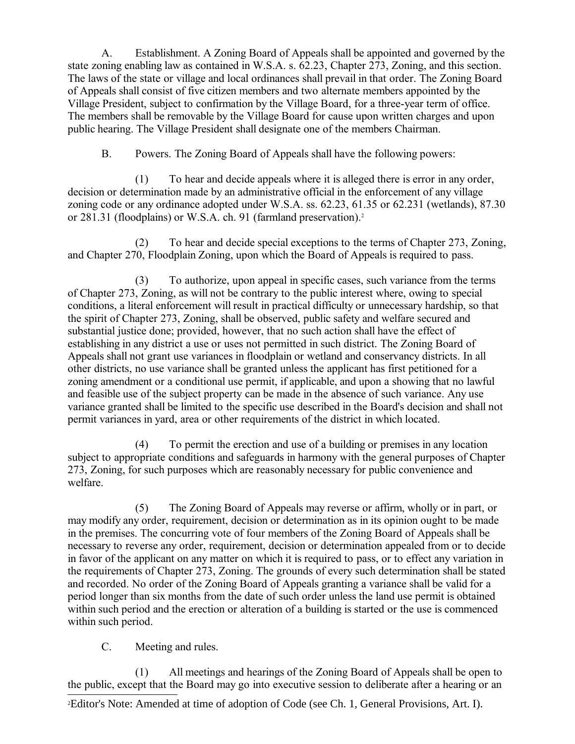A. Establishment. A Zoning Board of Appeals shall be appointed and governed by the state zoning enabling law as contained in W.S.A. s. 62.23, Chapter 273, Zoning, and this section. The laws of the state or village and local ordinances shall prevail in that order. The Zoning Board of Appeals shall consist of five citizen members and two alternate members appointed by the Village President, subject to confirmation by the Village Board, for a three-year term of office. The members shall be removable by the Village Board for cause upon written charges and upon public hearing. The Village President shall designate one of the members Chairman.

B. Powers. The Zoning Board of Appeals shall have the following powers:

(1) To hear and decide appeals where it is alleged there is error in any order, decision or determination made by an administrative official in the enforcement of any village zoning code or any ordinance adopted under W.S.A. ss. 62.23, 61.35 or 62.231 (wetlands), 87.30 or 281.31 (floodplains) or W.S.A. ch. 91 (farmland preservation).[2]

(2) To hear and decide special exceptions to the terms of Chapter 273, Zoning, and Chapter 270, Floodplain Zoning, upon which the Board of Appeals is required to pass.

(3) To authorize, upon appeal in specific cases, such variance from the terms of Chapter 273, Zoning, as will not be contrary to the public interest where, owing to special conditions, a literal enforcement will result in practical difficulty or unnecessary hardship, so that the spirit of Chapter 273, Zoning, shall be observed, public safety and welfare secured and substantial justice done; provided, however, that no such action shall have the effect of establishing in any district a use or uses not permitted in such district. The Zoning Board of Appeals shall not grant use variances in floodplain or wetland and conservancy districts. In all other districts, no use variance shall be granted unless the applicant has first petitioned for a zoning amendment or a conditional use permit, if applicable, and upon a showing that no lawful and feasible use of the subject property can be made in the absence of such variance. Any use variance granted shall be limited to the specific use described in the Board's decision and shall not permit variances in yard, area or other requirements of the district in which located.

(4) To permit the erection and use of a building or premises in any location subject to appropriate conditions and safeguards in harmony with the general purposes of Chapter 273, Zoning, for such purposes which are reasonably necessary for public convenience and welfare.

(5) The Zoning Board of Appeals may reverse or affirm, wholly or in part, or may modify any order, requirement, decision or determination as in its opinion ought to be made in the premises. The concurring vote of four members of the Zoning Board of Appeals shall be necessary to reverse any order, requirement, decision or determination appealed from or to decide in favor of the applicant on any matter on which it is required to pass, or to effect any variation in the requirements of Chapter 273, Zoning. The grounds of every such determination shall be stated and recorded. No order of the Zoning Board of Appeals granting a variance shall be valid for a period longer than six months from the date of such order unless the land use permit is obtained within such period and the erection or alteration of a building is started or the use is commenced within such period.

C. Meeting and rules.

(1) All meetings and hearings of the Zoning Board of Appeals shall be open to the public, except that the Board may go into executive session to deliberate after a hearing or an

[2] Editor's Note: Amended at time of adoption of Code (see Ch. 1, General Provisions, Art. I).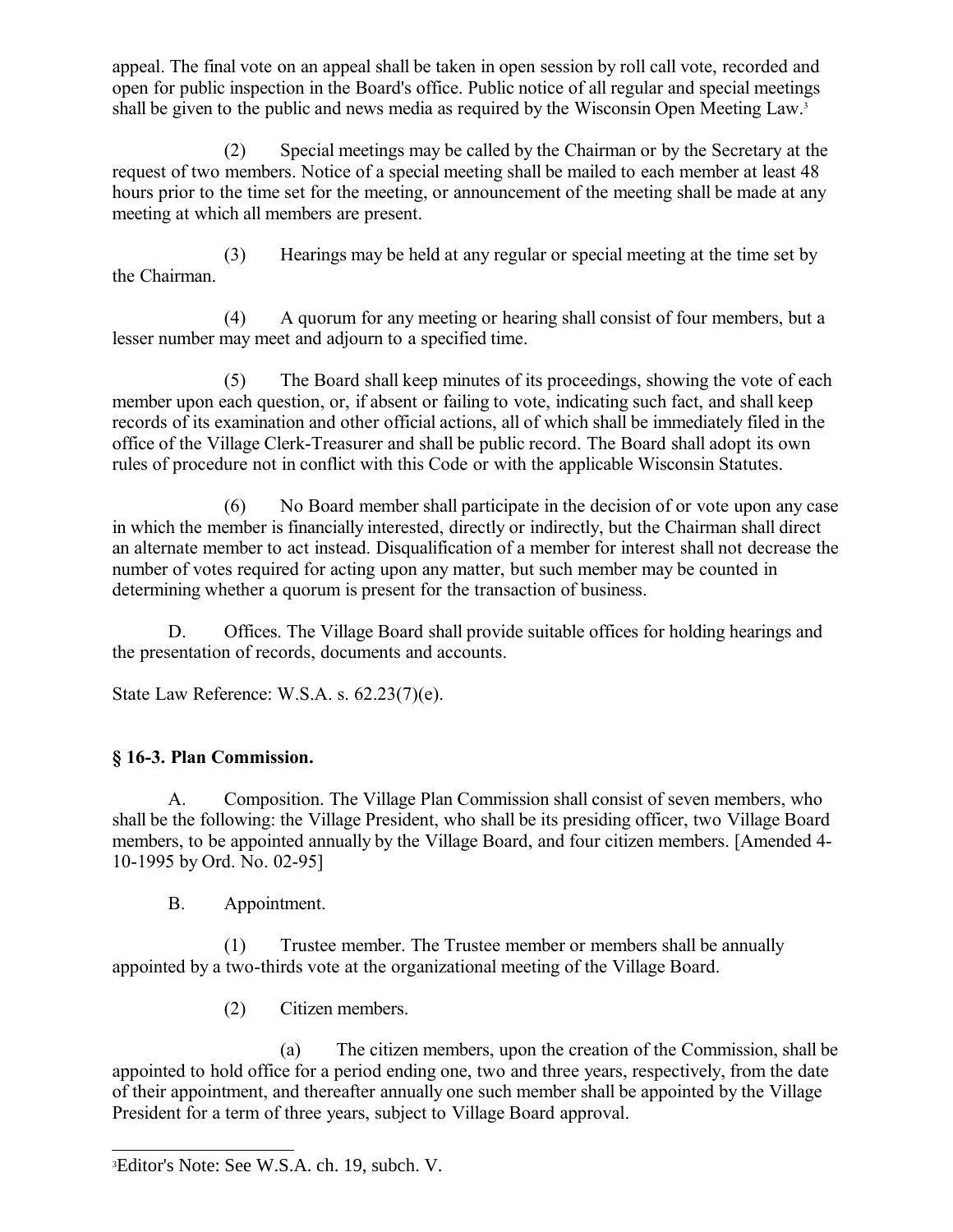appeal. The final vote on an appeal shall be taken in open session by roll call vote, recorded and open for public inspection in the Board's office. Public notice of all regular and special meetings shall be given to the public and news media as required by the Wisconsin Open Meeting Law.[3]

(2) Special meetings may be called by the Chairman or by the Secretary at the request of two members. Notice of a special meeting shall be mailed to each member at least 48 hours prior to the time set for the meeting, or announcement of the meeting shall be made at any meeting at which all members are present.

(3) Hearings may be held at any regular or special meeting at the time set by the Chairman.

(4) A quorum for any meeting or hearing shall consist of four members, but a lesser number may meet and adjourn to a specified time.

(5) The Board shall keep minutes of its proceedings, showing the vote of each member upon each question, or, if absent or failing to vote, indicating such fact, and shall keep records of its examination and other official actions, all of which shall be immediately filed in the office of the Village Clerk-Treasurer and shall be public record. The Board shall adopt its own rules of procedure not in conflict with this Code or with the applicable Wisconsin Statutes.

(6) No Board member shall participate in the decision of or vote upon any case in which the member is financially interested, directly or indirectly, but the Chairman shall direct an alternate member to act instead. Disqualification of a member for interest shall not decrease the number of votes required for acting upon any matter, but such member may be counted in determining whether a quorum is present for the transaction of business.

D. Offices. The Village Board shall provide suitable offices for holding hearings and the presentation of records, documents and accounts.

State Law Reference: W.S.A. s. 62.23(7)(e).

### § 16-3. Plan Commission.

A. Composition. The Village Plan Commission shall consist of seven members, who shall be the following: the Village President, who shall be its presiding officer, two Village Board members, to be appointed annually by the Village Board, and four citizen members. [Amended 4-10-1995 by Ord. No. 02-95]

B. Appointment.

(1) Trustee member. The Trustee member or members shall be annually appointed by a two-thirds vote at the organizational meeting of the Village Board.

(2) Citizen members.

(a) The citizen members, upon the creation of the Commission, shall be appointed to hold office for a period ending one, two and three years, respectively, from the date of their appointment, and thereafter annually one such member shall be appointed by the Village President for a term of three years, subject to Village Board approval.

---

[3] Editor's Note: See W.S.A. ch. 19, subch. V.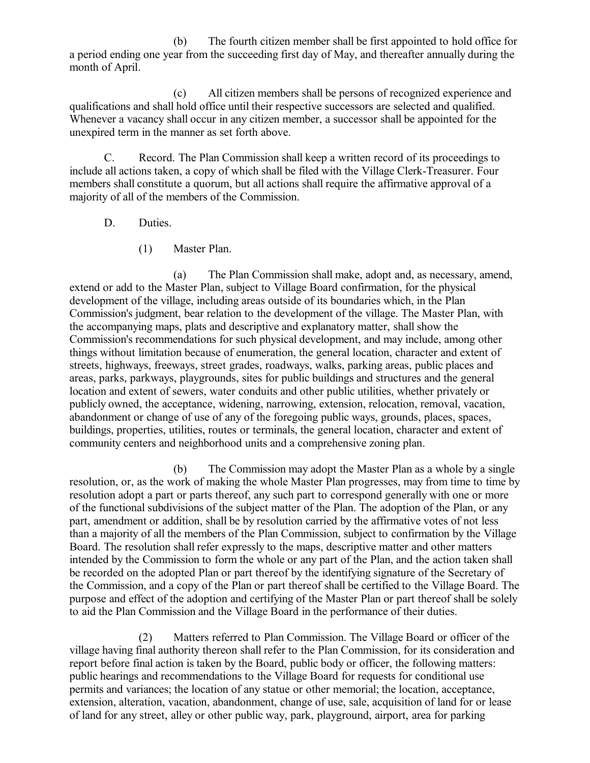(b) The fourth citizen member shall be first appointed to hold office for a period ending one year from the succeeding first day of May, and thereafter annually during the month of April.

(c) All citizen members shall be persons of recognized experience and qualifications and shall hold office until their respective successors are selected and qualified. Whenever a vacancy shall occur in any citizen member, a successor shall be appointed for the unexpired term in the manner as set forth above.

C. Record. The Plan Commission shall keep a written record of its proceedings to include all actions taken, a copy of which shall be filed with the Village Clerk-Treasurer. Four members shall constitute a quorum, but all actions shall require the affirmative approval of a majority of all of the members of the Commission.

D. Duties.

(1) Master Plan.

(a) The Plan Commission shall make, adopt and, as necessary, amend, extend or add to the Master Plan, subject to Village Board confirmation, for the physical development of the village, including areas outside of its boundaries which, in the Plan Commission's judgment, bear relation to the development of the village. The Master Plan, with the accompanying maps, plats and descriptive and explanatory matter, shall show the Commission's recommendations for such physical development, and may include, among other things without limitation because of enumeration, the general location, character and extent of streets, highways, freeways, street grades, roadways, walks, parking areas, public places and areas, parks, parkways, playgrounds, sites for public buildings and structures and the general location and extent of sewers, water conduits and other public utilities, whether privately or publicly owned, the acceptance, widening, narrowing, extension, relocation, removal, vacation, abandonment or change of use of any of the foregoing public ways, grounds, places, spaces, buildings, properties, utilities, routes or terminals, the general location, character and extent of community centers and neighborhood units and a comprehensive zoning plan.

(b) The Commission may adopt the Master Plan as a whole by a single resolution, or, as the work of making the whole Master Plan progresses, may from time to time by resolution adopt a part or parts thereof, any such part to correspond generally with one or more of the functional subdivisions of the subject matter of the Plan. The adoption of the Plan, or any part, amendment or addition, shall be by resolution carried by the affirmative votes of not less than a majority of all the members of the Plan Commission, subject to confirmation by the Village Board. The resolution shall refer expressly to the maps, descriptive matter and other matters intended by the Commission to form the whole or any part of the Plan, and the action taken shall be recorded on the adopted Plan or part thereof by the identifying signature of the Secretary of the Commission, and a copy of the Plan or part thereof shall be certified to the Village Board. The purpose and effect of the adoption and certifying of the Master Plan or part thereof shall be solely to aid the Plan Commission and the Village Board in the performance of their duties.

(2) Matters referred to Plan Commission. The Village Board or officer of the village having final authority thereon shall refer to the Plan Commission, for its consideration and report before final action is taken by the Board, public body or officer, the following matters: public hearings and recommendations to the Village Board for requests for conditional use permits and variances; the location of any statue or other memorial; the location, acceptance, extension, alteration, vacation, abandonment, change of use, sale, acquisition of land for or lease of land for any street, alley or other public way, park, playground, airport, area for parking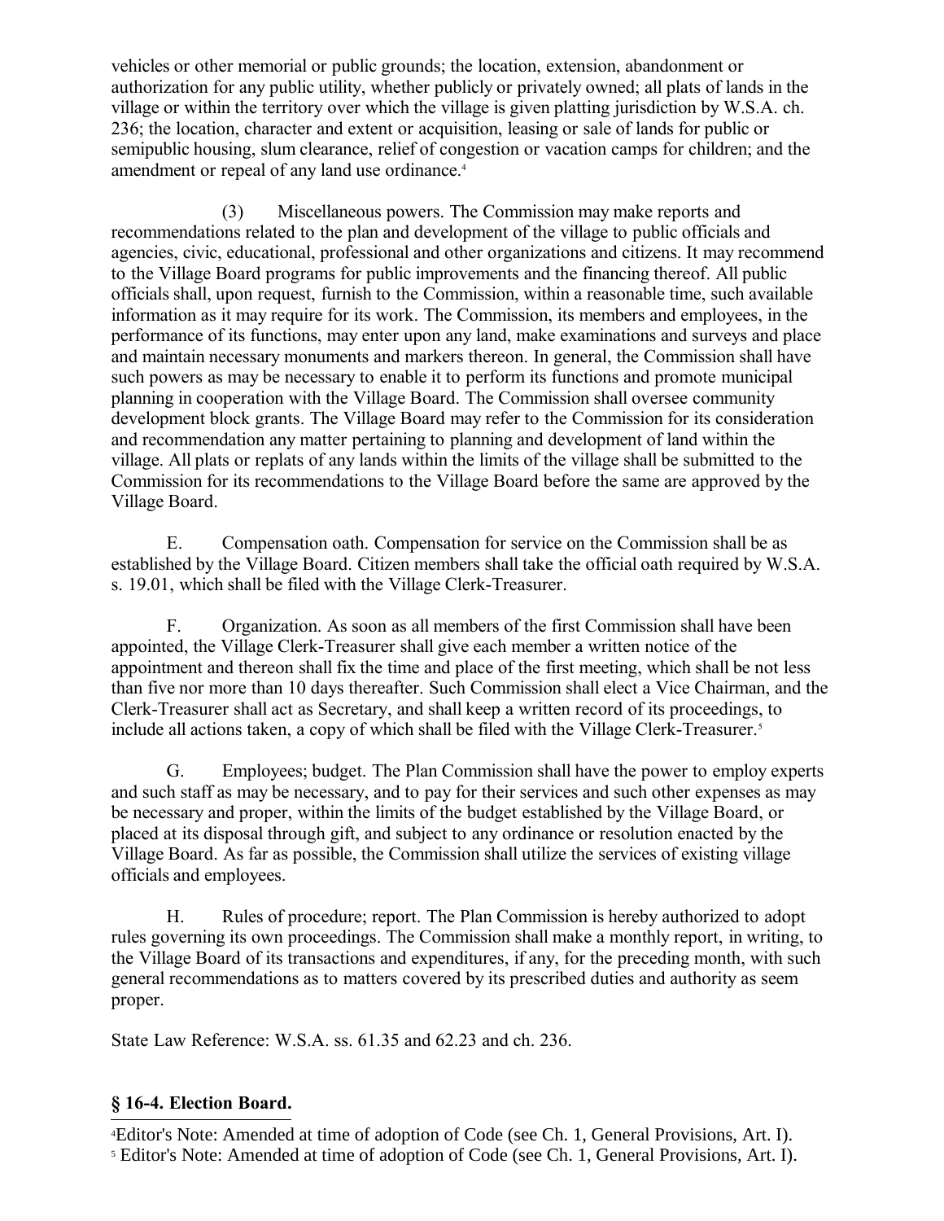vehicles or other memorial or public grounds; the location, extension, abandonment or authorization for any public utility, whether publicly or privately owned; all plats of lands in the village or within the territory over which the village is given platting jurisdiction by W.S.A. ch. 236; the location, character and extent or acquisition, leasing or sale of lands for public or semipublic housing, slum clearance, relief of congestion or vacation camps for children; and the amendment or repeal of any land use ordinance.[4]

(3) Miscellaneous powers. The Commission may make reports and recommendations related to the plan and development of the village to public officials and agencies, civic, educational, professional and other organizations and citizens. It may recommend to the Village Board programs for public improvements and the financing thereof. All public officials shall, upon request, furnish to the Commission, within a reasonable time, such available information as it may require for its work. The Commission, its members and employees, in the performance of its functions, may enter upon any land, make examinations and surveys and place and maintain necessary monuments and markers thereon. In general, the Commission shall have such powers as may be necessary to enable it to perform its functions and promote municipal planning in cooperation with the Village Board. The Commission shall oversee community development block grants. The Village Board may refer to the Commission for its consideration and recommendation any matter pertaining to planning and development of land within the village. All plats or replats of any lands within the limits of the village shall be submitted to the Commission for its recommendations to the Village Board before the same are approved by the Village Board.

E. Compensation oath. Compensation for service on the Commission shall be as established by the Village Board. Citizen members shall take the official oath required by W.S.A. s. 19.01, which shall be filed with the Village Clerk-Treasurer.

F. Organization. As soon as all members of the first Commission shall have been appointed, the Village Clerk-Treasurer shall give each member a written notice of the appointment and thereon shall fix the time and place of the first meeting, which shall be not less than five nor more than 10 days thereafter. Such Commission shall elect a Vice Chairman, and the Clerk-Treasurer shall act as Secretary, and shall keep a written record of its proceedings, to include all actions taken, a copy of which shall be filed with the Village Clerk-Treasurer.[5]

G. Employees; budget. The Plan Commission shall have the power to employ experts and such staff as may be necessary, and to pay for their services and such other expenses as may be necessary and proper, within the limits of the budget established by the Village Board, or placed at its disposal through gift, and subject to any ordinance or resolution enacted by the Village Board. As far as possible, the Commission shall utilize the services of existing village officials and employees.

H. Rules of procedure; report. The Plan Commission is hereby authorized to adopt rules governing its own proceedings. The Commission shall make a monthly report, in writing, to the Village Board of its transactions and expenditures, if any, for the preceding month, with such general recommendations as to matters covered by its prescribed duties and authority as seem proper.

State Law Reference: W.S.A. ss. 61.35 and 62.23 and ch. 236.

## § 16-4. Election Board.

[4] Editor's Note: Amended at time of adoption of Code (see Ch. 1, General Provisions, Art. I).

[5] Editor's Note: Amended at time of adoption of Code (see Ch. 1, General Provisions, Art. I).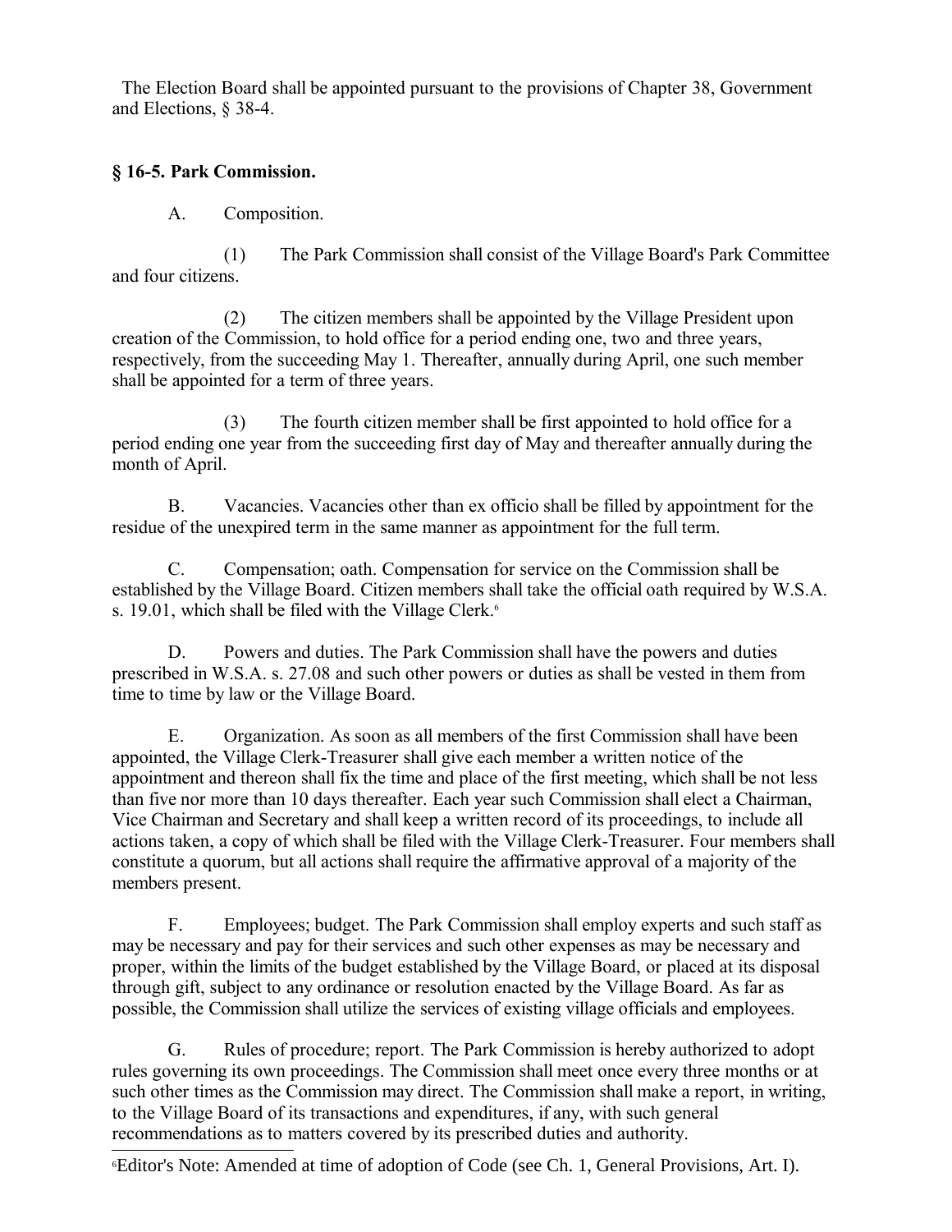The Election Board shall be appointed pursuant to the provisions of Chapter 38, Government and Elections, § 38-4.

### § 16-5. Park Commission.

A. Composition.

(1) The Park Commission shall consist of the Village Board's Park Committee and four citizens.

(2) The citizen members shall be appointed by the Village President upon creation of the Commission, to hold office for a period ending one, two and three years, respectively, from the succeeding May 1. Thereafter, annually during April, one such member shall be appointed for a term of three years.

(3) The fourth citizen member shall be first appointed to hold office for a period ending one year from the succeeding first day of May and thereafter annually during the month of April.

B. Vacancies. Vacancies other than ex officio shall be filled by appointment for the residue of the unexpired term in the same manner as appointment for the full term.

C. Compensation; oath. Compensation for service on the Commission shall be established by the Village Board. Citizen members shall take the official oath required by W.S.A. s. 19.01, which shall be filed with the Village Clerk.[6]

D. Powers and duties. The Park Commission shall have the powers and duties prescribed in W.S.A. s. 27.08 and such other powers or duties as shall be vested in them from time to time by law or the Village Board.

E. Organization. As soon as all members of the first Commission shall have been appointed, the Village Clerk-Treasurer shall give each member a written notice of the appointment and thereon shall fix the time and place of the first meeting, which shall be not less than five nor more than 10 days thereafter. Each year such Commission shall elect a Chairman, Vice Chairman and Secretary and shall keep a written record of its proceedings, to include all actions taken, a copy of which shall be filed with the Village Clerk-Treasurer. Four members shall constitute a quorum, but all actions shall require the affirmative approval of a majority of the members present.

F. Employees; budget. The Park Commission shall employ experts and such staff as may be necessary and pay for their services and such other expenses as may be necessary and proper, within the limits of the budget established by the Village Board, or placed at its disposal through gift, subject to any ordinance or resolution enacted by the Village Board. As far as possible, the Commission shall utilize the services of existing village officials and employees.

G. Rules of procedure; report. The Park Commission is hereby authorized to adopt rules governing its own proceedings. The Commission shall meet once every three months or at such other times as the Commission may direct. The Commission shall make a report, in writing, to the Village Board of its transactions and expenditures, if any, with such general recommendations as to matters covered by its prescribed duties and authority.

---

[6] Editor's Note: Amended at time of adoption of Code (see Ch. 1, General Provisions, Art. I).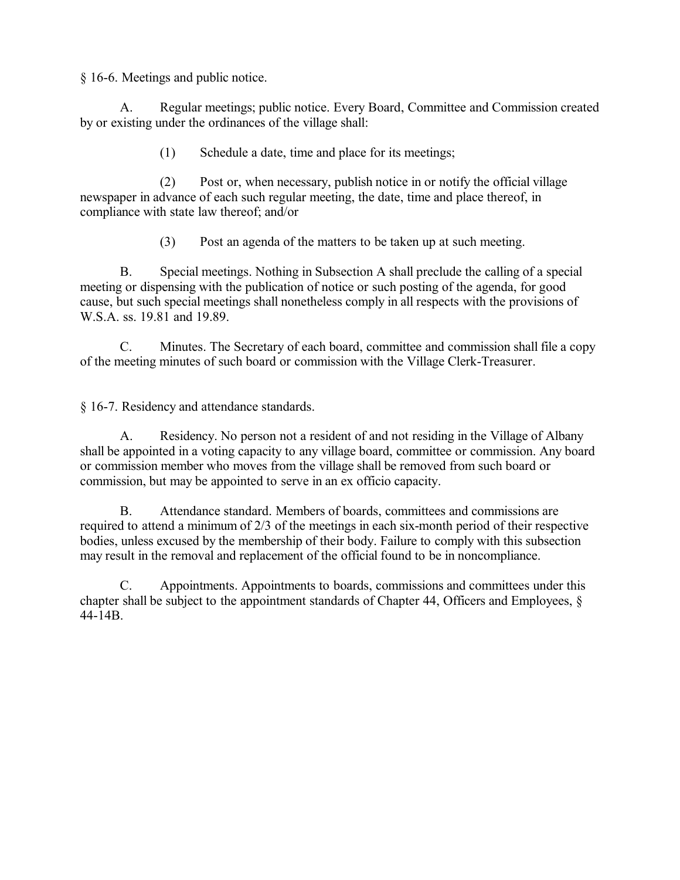§ 16-6. Meetings and public notice.

A. Regular meetings; public notice. Every Board, Committee and Commission created by or existing under the ordinances of the village shall:

(1) Schedule a date, time and place for its meetings;

(2) Post or, when necessary, publish notice in or notify the official village newspaper in advance of each such regular meeting, the date, time and place thereof, in compliance with state law thereof; and/or

(3) Post an agenda of the matters to be taken up at such meeting.

B. Special meetings. Nothing in Subsection A shall preclude the calling of a special meeting or dispensing with the publication of notice or such posting of the agenda, for good cause, but such special meetings shall nonetheless comply in all respects with the provisions of W.S.A. ss. 19.81 and 19.89.

C. Minutes. The Secretary of each board, committee and commission shall file a copy of the meeting minutes of such board or commission with the Village Clerk-Treasurer.

§ 16-7. Residency and attendance standards.

A. Residency. No person not a resident of and not residing in the Village of Albany shall be appointed in a voting capacity to any village board, committee or commission. Any board or commission member who moves from the village shall be removed from such board or commission, but may be appointed to serve in an ex officio capacity.

B. Attendance standard. Members of boards, committees and commissions are required to attend a minimum of 2/3 of the meetings in each six-month period of their respective bodies, unless excused by the membership of their body. Failure to comply with this subsection may result in the removal and replacement of the official found to be in noncompliance.

C. Appointments. Appointments to boards, commissions and committees under this chapter shall be subject to the appointment standards of Chapter 44, Officers and Employees, § 44-14B.